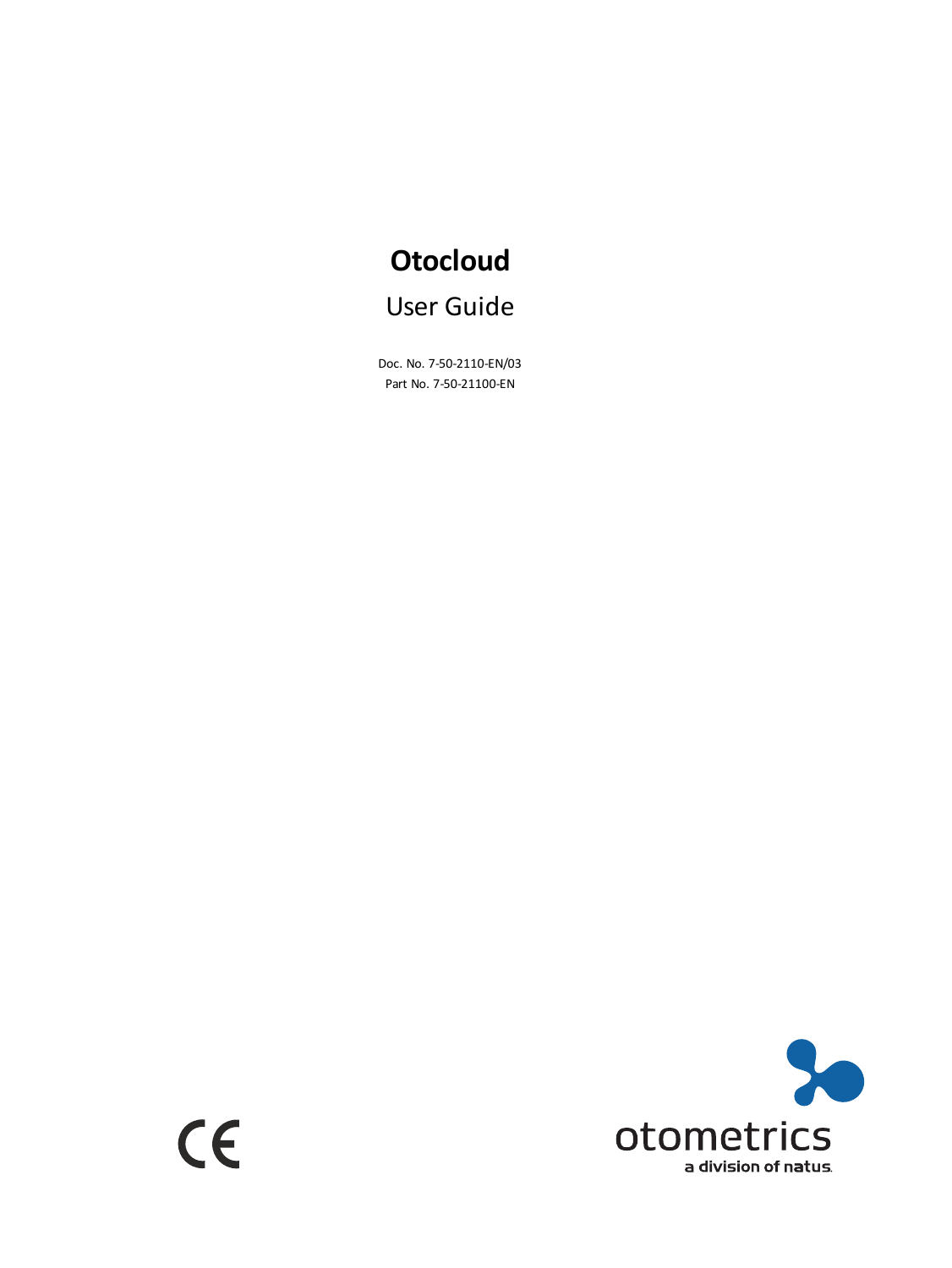# Otocloud

## User Guide

Doc. No. 7-50-2110-EN/03

Part No. 7-50-21100-EN

otometrics

a division of natus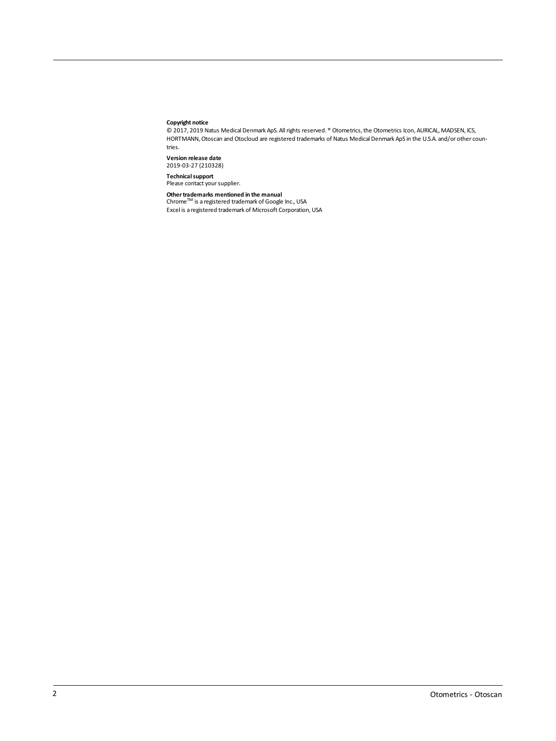**Copyright notice**

© 2017, 2019 Natus Medical Denmark ApS. All rights reserved. ® Otometrics, the Otometrics Icon, AURICAL, MADSEN, ICS, HORTMANN, Otoscan and Otocloud are registered trademarks of Natus Medical Denmark ApS in the U.S.A. and/or other countries.

**Version release date**

2019-03-27 (210328)

**Technical support**

Please contact your supplier.

**Other trademarks mentioned in the manual**

Chrome™ is a registered trademark of Google Inc., USA

Excel is a registered trademark of Microsoft Corporation, USA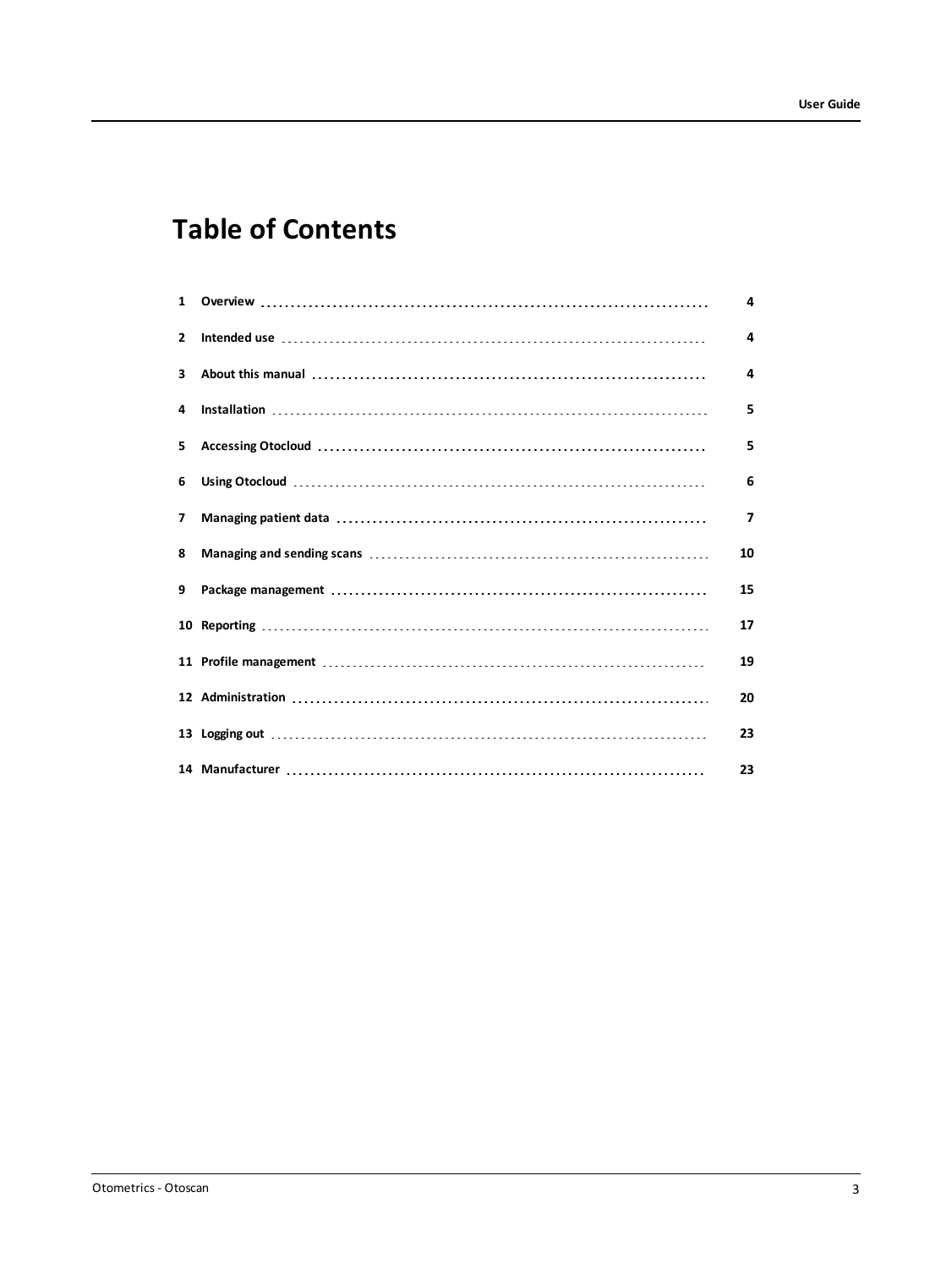# Table of Contents

| | | |
|---|---|---|
| 1 | Overview | 4 |
| 2 | Intended use | 4 |
| 3 | About this manual | 4 |
| 4 | Installation | 5 |
| 5 | Accessing Otocloud | 5 |
| 6 | Using Otocloud | 6 |
| 7 | Managing patient data | 7 |
| 8 | Managing and sending scans | 10 |
| 9 | Package management | 15 |
| 10 | Reporting | 17 |
| 11 | Profile management | 19 |
| 12 | Administration | 20 |
| 13 | Logging out | 23 |
| 14 | Manufacturer | 23 |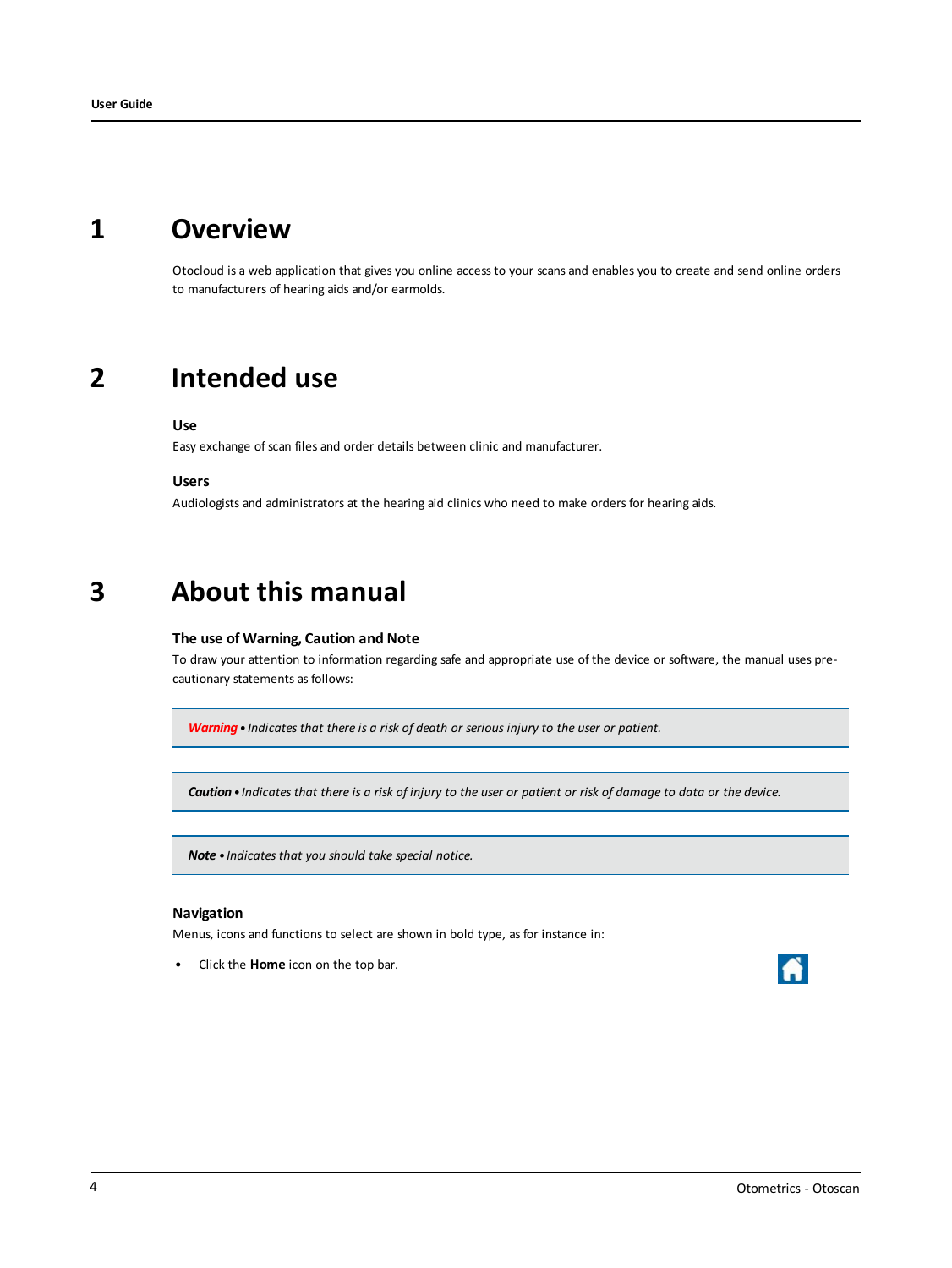# 1 Overview

Otocloud is a web application that gives you online access to your scans and enables you to create and send online orders to manufacturers of hearing aids and/or earmolds.

# 2 Intended use

### Use

Easy exchange of scan files and order details between clinic and manufacturer.

### Users

Audiologists and administrators at the hearing aid clinics who need to make orders for hearing aids.

# 3 About this manual

### The use of Warning, Caution and Note

To draw your attention to information regarding safe and appropriate use of the device or software, the manual uses precautionary statements as follows:

> ***Warning*** • *Indicates that there is a risk of death or serious injury to the user or patient.*

> ***Caution*** • *Indicates that there is a risk of injury to the user or patient or risk of damage to data or the device.*

> ***Note*** • *Indicates that you should take special notice.*

### Navigation

Menus, icons and functions to select are shown in bold type, as for instance in:

- Click the **Home** icon on the top bar.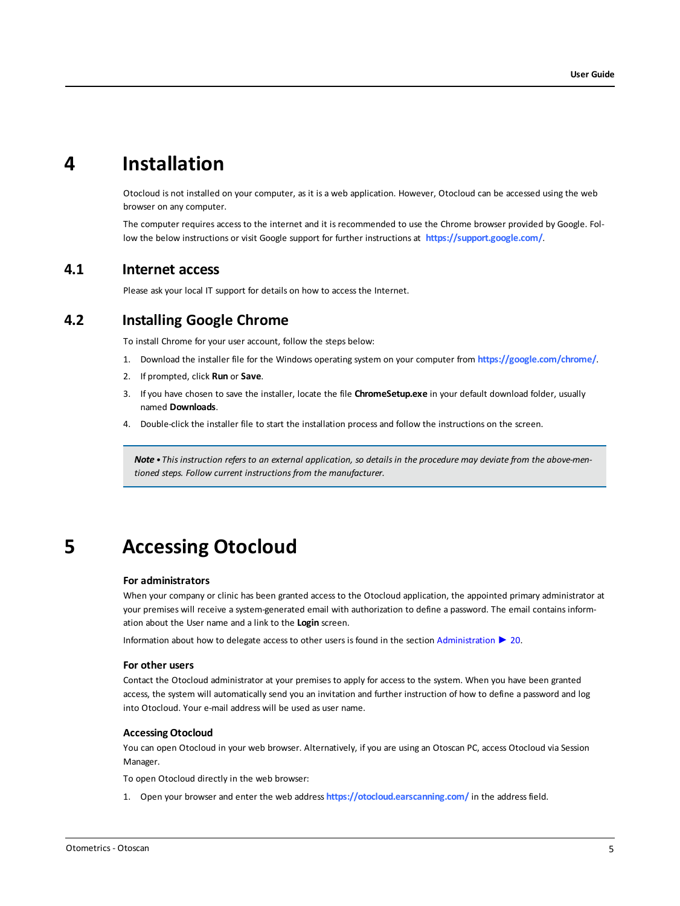# 4 Installation

Otocloud is not installed on your computer, as it is a web application. However, Otocloud can be accessed using the web browser on any computer.

The computer requires access to the internet and it is recommended to use the Chrome browser provided by Google. Follow the below instructions or visit Google support for further instructions at **https://support.google.com/**.

## 4.1 Internet access

Please ask your local IT support for details on how to access the Internet.

## 4.2 Installing Google Chrome

To install Chrome for your user account, follow the steps below:

1. Download the installer file for the Windows operating system on your computer from **https://google.com/chrome/**.
2. If prompted, click **Run** or **Save**.
3. If you have chosen to save the installer, locate the file **ChromeSetup.exe** in your default download folder, usually named **Downloads**.
4. Double-click the installer file to start the installation process and follow the instructions on the screen.

> ***Note*** • *This instruction refers to an external application, so details in the procedure may deviate from the above-mentioned steps. Follow current instructions from the manufacturer.*

# 5 Accessing Otocloud

### For administrators

When your company or clinic has been granted access to the Otocloud application, the appointed primary administrator at your premises will receive a system-generated email with authorization to define a password. The email contains information about the User name and a link to the **Login** screen.

Information about how to delegate access to other users is found in the section Administration ► 20.

### For other users

Contact the Otocloud administrator at your premises to apply for access to the system. When you have been granted access, the system will automatically send you an invitation and further instruction of how to define a password and log into Otocloud. Your e-mail address will be used as user name.

### Accessing Otocloud

You can open Otocloud in your web browser. Alternatively, if you are using an Otoscan PC, access Otocloud via Session Manager.

To open Otocloud directly in the web browser:

1. Open your browser and enter the web address **https://otocloud.earscanning.com/** in the address field.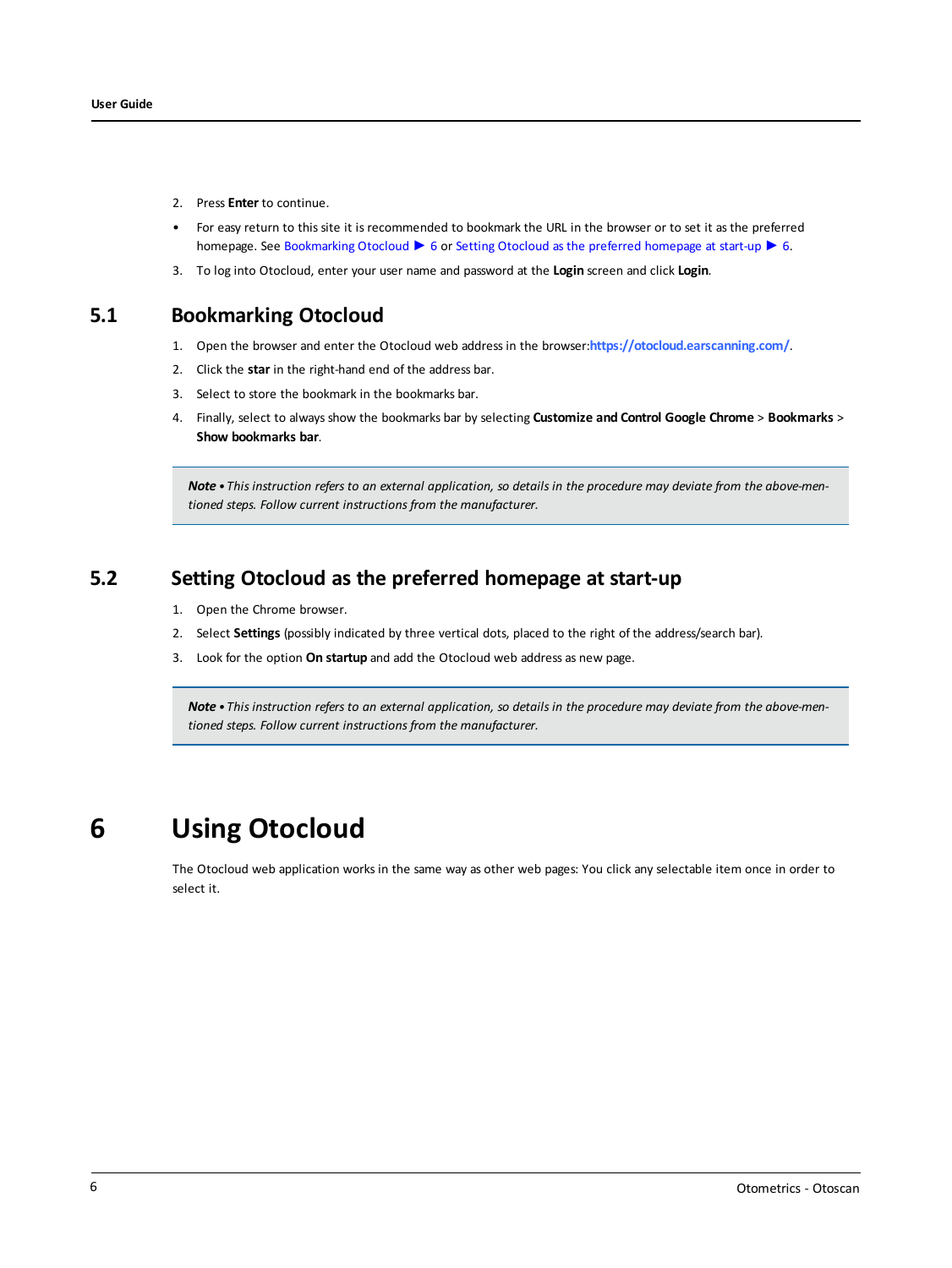2. Press **Enter** to continue.

- For easy return to this site it is recommended to bookmark the URL in the browser or to set it as the preferred homepage. See Bookmarking Otocloud ▶ 6 or Setting Otocloud as the preferred homepage at start-up ▶ 6.

3. To log into Otocloud, enter your user name and password at the **Login** screen and click **Login**.

## 5.1 Bookmarking Otocloud

1. Open the browser and enter the Otocloud web address in the browser:**https://otocloud.earscanning.com/**.
2. Click the **star** in the right-hand end of the address bar.
3. Select to store the bookmark in the bookmarks bar.
4. Finally, select to always show the bookmarks bar by selecting **Customize and Control Google Chrome** > **Bookmarks** > **Show bookmarks bar**.

> ***Note*** • *This instruction refers to an external application, so details in the procedure may deviate from the above-mentioned steps. Follow current instructions from the manufacturer.*

## 5.2 Setting Otocloud as the preferred homepage at start-up

1. Open the Chrome browser.
2. Select **Settings** (possibly indicated by three vertical dots, placed to the right of the address/search bar).
3. Look for the option **On startup** and add the Otocloud web address as new page.

> ***Note*** • *This instruction refers to an external application, so details in the procedure may deviate from the above-mentioned steps. Follow current instructions from the manufacturer.*

# 6 Using Otocloud

The Otocloud web application works in the same way as other web pages: You click any selectable item once in order to select it.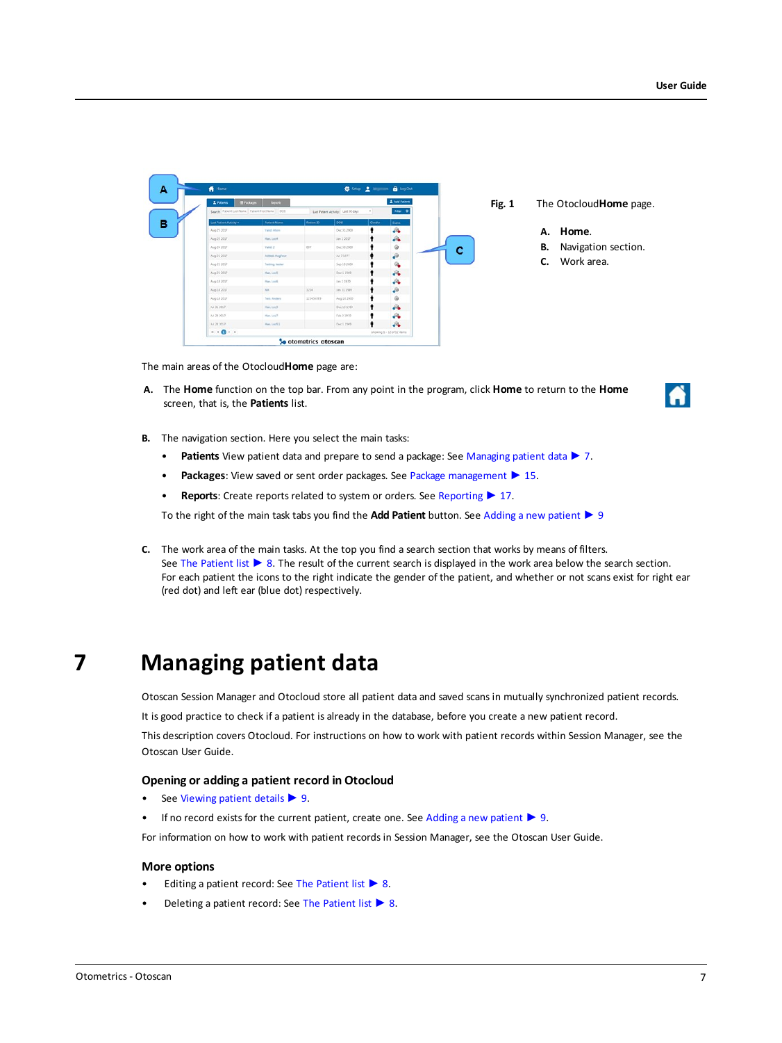Fig. 1 The Otocloud **Home** page.

**A.** **Home**.
**B.** Navigation section.
**C.** Work area.

The main areas of the Otocloud **Home** page are:

**A.** The **Home** function on the top bar. From any point in the program, click **Home** to return to the **Home** screen, that is, the **Patients** list.

**B.** The navigation section. Here you select the main tasks:

- **Patients** View patient data and prepare to send a package: See Managing patient data ▶ 7.
- **Packages**: View saved or sent order packages. See Package management ▶ 15.
- **Reports**: Create reports related to system or orders. See Reporting ▶ 17.

To the right of the main task tabs you find the **Add Patient** button. See Adding a new patient ▶ 9

**C.** The work area of the main tasks. At the top you find a search section that works by means of filters. See The Patient list ▶ 8. The result of the current search is displayed in the work area below the search section. For each patient the icons to the right indicate the gender of the patient, and whether or not scans exist for right ear (red dot) and left ear (blue dot) respectively.

# 7 Managing patient data

Otoscan Session Manager and Otocloud store all patient data and saved scans in mutually synchronized patient records.

It is good practice to check if a patient is already in the database, before you create a new patient record.

This description covers Otocloud. For instructions on how to work with patient records within Session Manager, see the Otoscan User Guide.

## Opening or adding a patient record in Otocloud

- See Viewing patient details ▶ 9.
- If no record exists for the current patient, create one. See Adding a new patient ▶ 9.

For information on how to work with patient records in Session Manager, see the Otoscan User Guide.

## More options

- Editing a patient record: See The Patient list ▶ 8.
- Deleting a patient record: See The Patient list ▶ 8.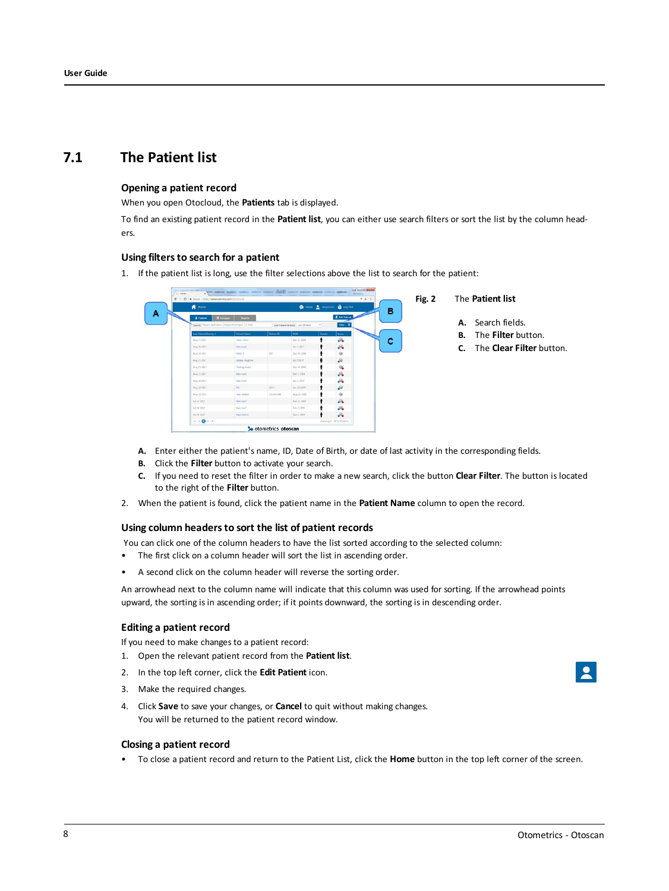## 7.1 The Patient list

### Opening a patient record

When you open Otocloud, the **Patients** tab is displayed.

To find an existing patient record in the **Patient list**, you can either use search filters or sort the list by the column headers.

### Using filters to search for a patient

1. If the patient list is long, use the filter selections above the list to search for the patient:

**Fig. 2** The **Patient list**

- **A.** Search fields.
- **B.** The **Filter** button.
- **C.** The **Clear Filter** button.

- **A.** Enter either the patient's name, ID, Date of Birth, or date of last activity in the corresponding fields.
- **B.** Click the **Filter** button to activate your search.
- **C.** If you need to reset the filter in order to make a new search, click the button **Clear Filter**. The button is located to the right of the **Filter** button.

2. When the patient is found, click the patient name in the **Patient Name** column to open the record.

### Using column headers to sort the list of patient records

You can click one of the column headers to have the list sorted according to the selected column:

- The first click on a column header will sort the list in ascending order.
- A second click on the column header will reverse the sorting order.

An arrowhead next to the column name will indicate that this column was used for sorting. If the arrowhead points upward, the sorting is in ascending order; if it points downward, the sorting is in descending order.

### Editing a patient record

If you need to make changes to a patient record:

1. Open the relevant patient record from the **Patient list**.
2. In the top left corner, click the **Edit Patient** icon.
3. Make the required changes.
4. Click **Save** to save your changes, or **Cancel** to quit without making changes.
   You will be returned to the patient record window.

### Closing a patient record

- To close a patient record and return to the Patient List, click the **Home** button in the top left corner of the screen.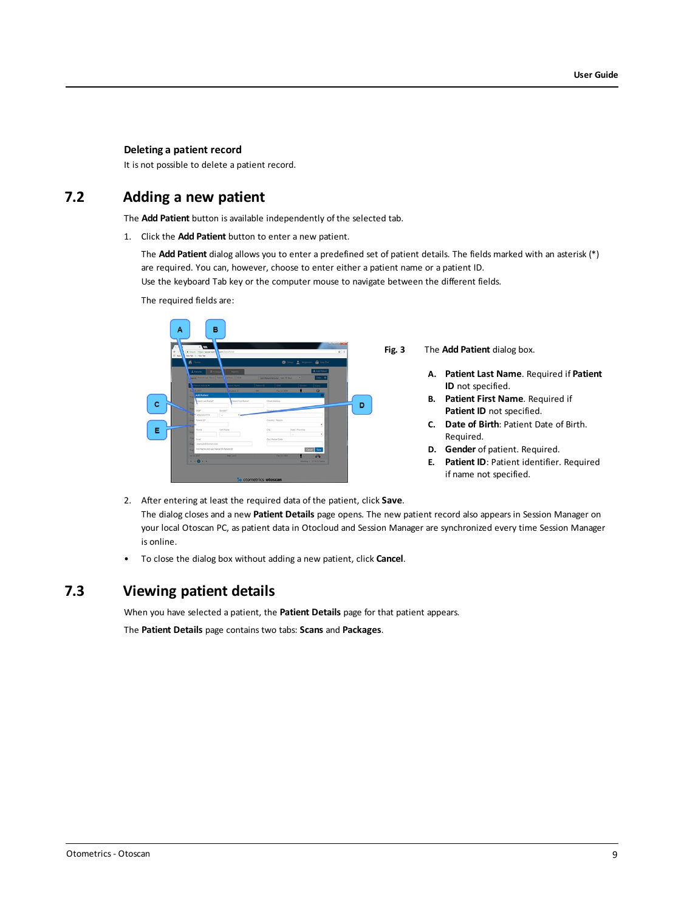### Deleting a patient record

It is not possible to delete a patient record.

## 7.2 Adding a new patient

The **Add Patient** button is available independently of the selected tab.

1. Click the **Add Patient** button to enter a new patient.

   The **Add Patient** dialog allows you to enter a predefined set of patient details. The fields marked with an asterisk (*) are required. You can, however, choose to enter either a patient name or a patient ID.
   Use the keyboard Tab key or the computer mouse to navigate between the different fields.

   The required fields are:

**Fig. 3** The **Add Patient** dialog box.

- **A. Patient Last Name**. Required if **Patient ID** not specified.
- **B. Patient First Name**. Required if **Patient ID** not specified.
- **C. Date of Birth**: Patient Date of Birth. Required.
- **D. Gender** of patient. Required.
- **E. Patient ID**: Patient identifier. Required if name not specified.

2. After entering at least the required data of the patient, click **Save**.
   The dialog closes and a new **Patient Details** page opens. The new patient record also appears in Session Manager on your local Otoscan PC, as patient data in Otocloud and Session Manager are synchronized every time Session Manager is online.

- To close the dialog box without adding a new patient, click **Cancel**.

## 7.3 Viewing patient details

When you have selected a patient, the **Patient Details** page for that patient appears.

The **Patient Details** page contains two tabs: **Scans** and **Packages**.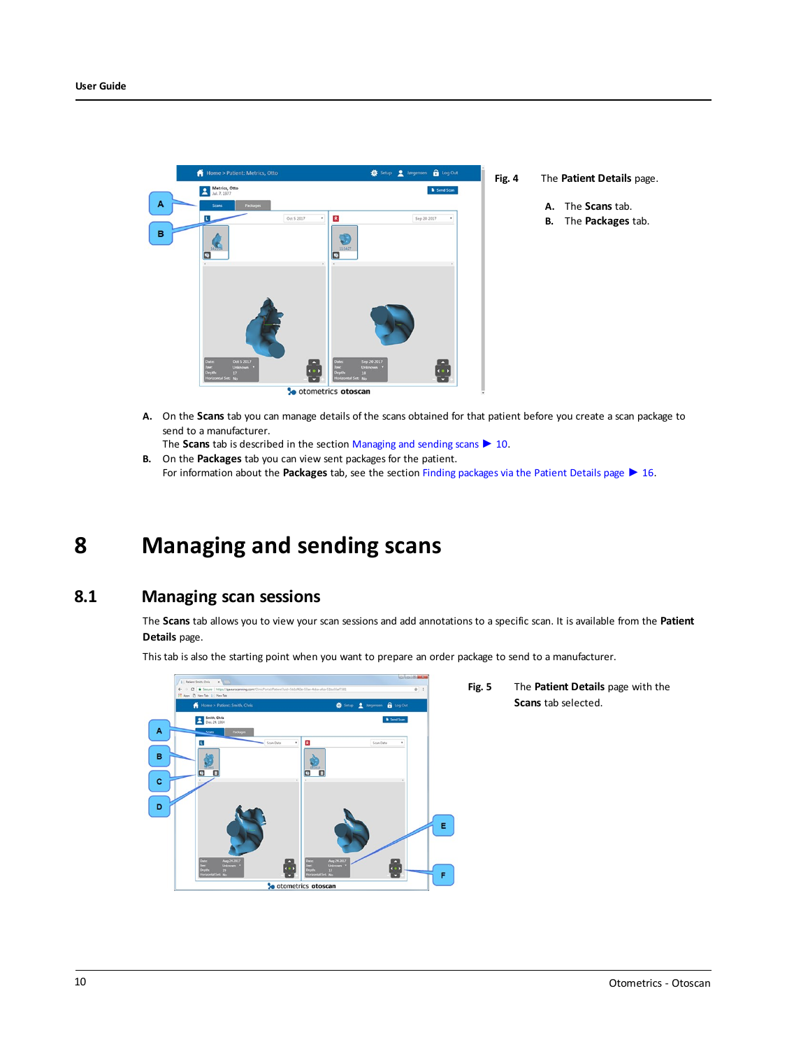Fig. 4 The **Patient Details** page.

A. The **Scans** tab.

B. The **Packages** tab.

A. On the **Scans** tab you can manage details of the scans obtained for that patient before you create a scan package to send to a manufacturer.
The **Scans** tab is described in the section Managing and sending scans ▶ 10.

B. On the **Packages** tab you can view sent packages for the patient.
For information about the **Packages** tab, see the section Finding packages via the Patient Details page ▶ 16.

# 8 Managing and sending scans

## 8.1 Managing scan sessions

The **Scans** tab allows you to view your scan sessions and add annotations to a specific scan. It is available from the **Patient Details** page.

This tab is also the starting point when you want to prepare an order package to send to a manufacturer.

Fig. 5 The **Patient Details** page with the **Scans** tab selected.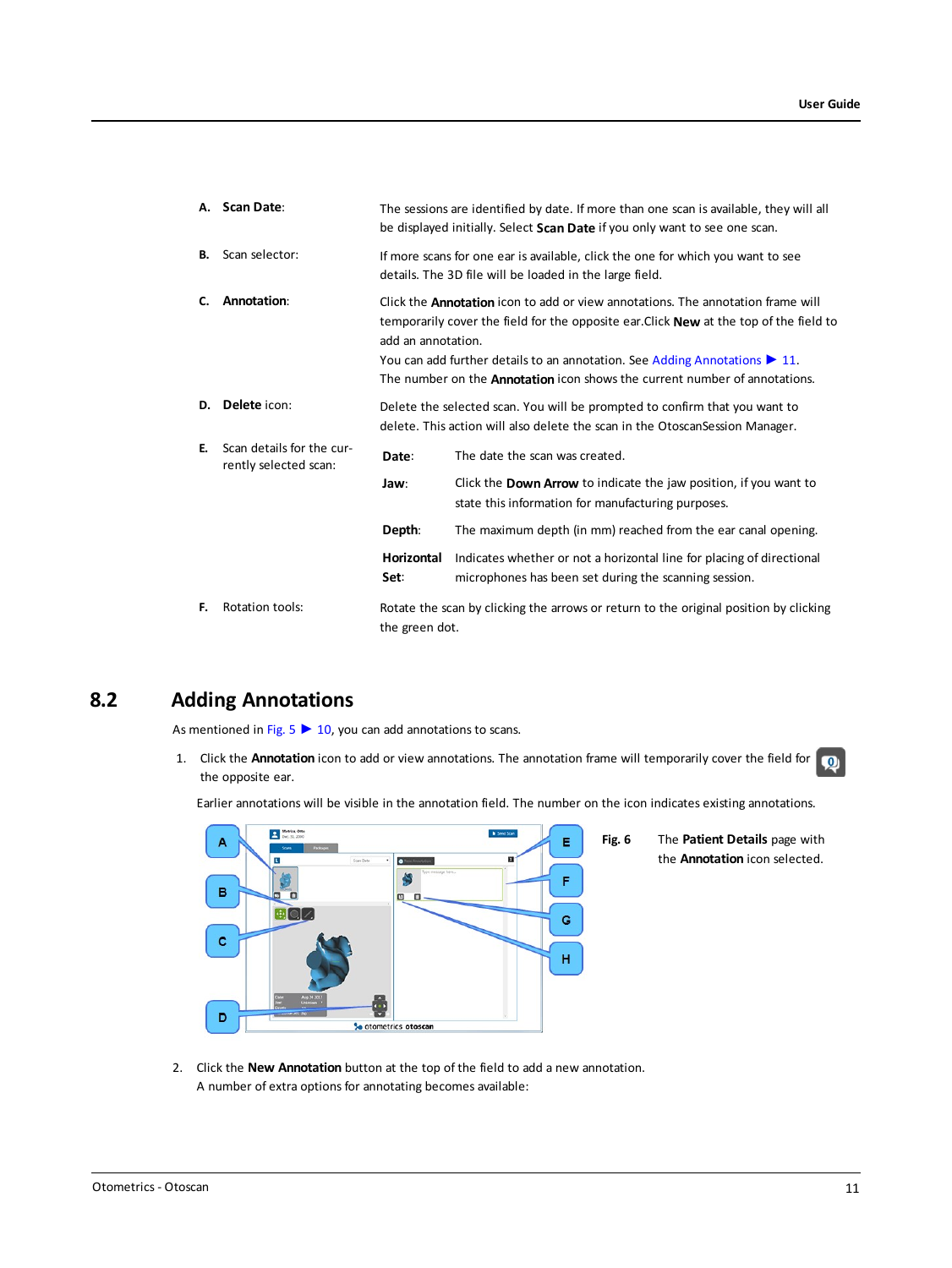| | |
|---|---|
| **A. Scan Date**: | The sessions are identified by date. If more than one scan is available, they will all be displayed initially. Select **Scan Date** if you only want to see one scan. |
| **B.** Scan selector: | If more scans for one ear is available, click the one for which you want to see details. The 3D file will be loaded in the large field. |
| **C. Annotation**: | Click the **Annotation** icon to add or view annotations. The annotation frame will temporarily cover the field for the opposite ear.Click **New** at the top of the field to add an annotation.<br>You can add further details to an annotation. See Adding Annotations ▶ 11.<br>The number on the **Annotation** icon shows the current number of annotations. |
| **D. Delete** icon: | Delete the selected scan. You will be prompted to confirm that you want to delete. This action will also delete the scan in the OtoscanSession Manager. |
| **E.** Scan details for the currently selected scan: | **Date**: The date the scan was created.<br>**Jaw**: Click the **Down Arrow** to indicate the jaw position, if you want to state this information for manufacturing purposes.<br>**Depth**: The maximum depth (in mm) reached from the ear canal opening.<br>**Horizontal Set**: Indicates whether or not a horizontal line for placing of directional microphones has been set during the scanning session. |
| **F.** Rotation tools: | Rotate the scan by clicking the arrows or return to the original position by clicking the green dot. |

## 8.2 Adding Annotations

As mentioned in Fig. 5 ▶ 10, you can add annotations to scans.

1. Click the **Annotation** icon to add or view annotations. The annotation frame will temporarily cover the field for the opposite ear.

   Earlier annotations will be visible in the annotation field. The number on the icon indicates existing annotations.

**Fig. 6** The **Patient Details** page with the **Annotation** icon selected.

2. Click the **New Annotation** button at the top of the field to add a new annotation.
   A number of extra options for annotating becomes available: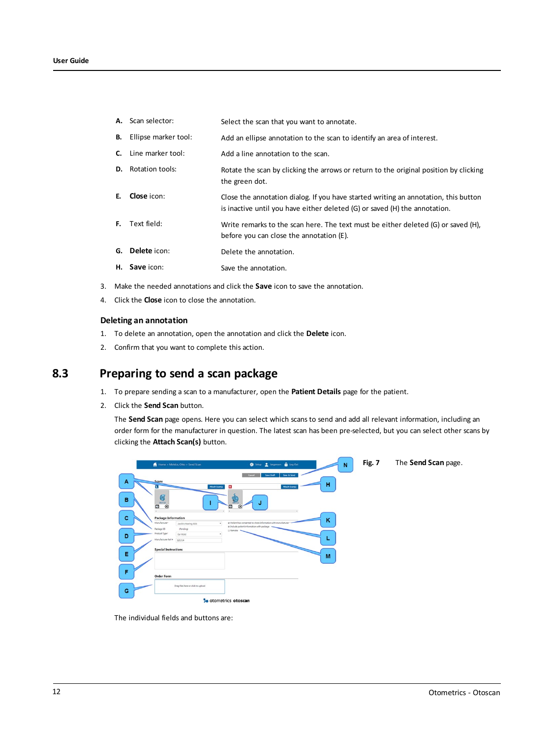| | | |
|---|---|---|
| **A.** | Scan selector: | Select the scan that you want to annotate. |
| **B.** | Ellipse marker tool: | Add an ellipse annotation to the scan to identify an area of interest. |
| **C.** | Line marker tool: | Add a line annotation to the scan. |
| **D.** | Rotation tools: | Rotate the scan by clicking the arrows or return to the original position by clicking the green dot. |
| **E.** | **Close** icon: | Close the annotation dialog. If you have started writing an annotation, this button is inactive until you have either deleted (G) or saved (H) the annotation. |
| **F.** | Text field: | Write remarks to the scan here. The text must be either deleted (G) or saved (H), before you can close the annotation (E). |
| **G.** | **Delete** icon: | Delete the annotation. |
| **H.** | **Save** icon: | Save the annotation. |

3. Make the needed annotations and click the **Save** icon to save the annotation.
4. Click the **Close** icon to close the annotation.

### Deleting an annotation

1. To delete an annotation, open the annotation and click the **Delete** icon.
2. Confirm that you want to complete this action.

## 8.3 Preparing to send a scan package

1. To prepare sending a scan to a manufacturer, open the **Patient Details** page for the patient.
2. Click the **Send Scan** button.

   The **Send Scan** page opens. Here you can select which scans to send and add all relevant information, including an order form for the manufacturer in question. The latest scan has been pre-selected, but you can select other scans by clicking the **Attach Scan(s)** button.

**Fig. 7** The **Send Scan** page.

The individual fields and buttons are: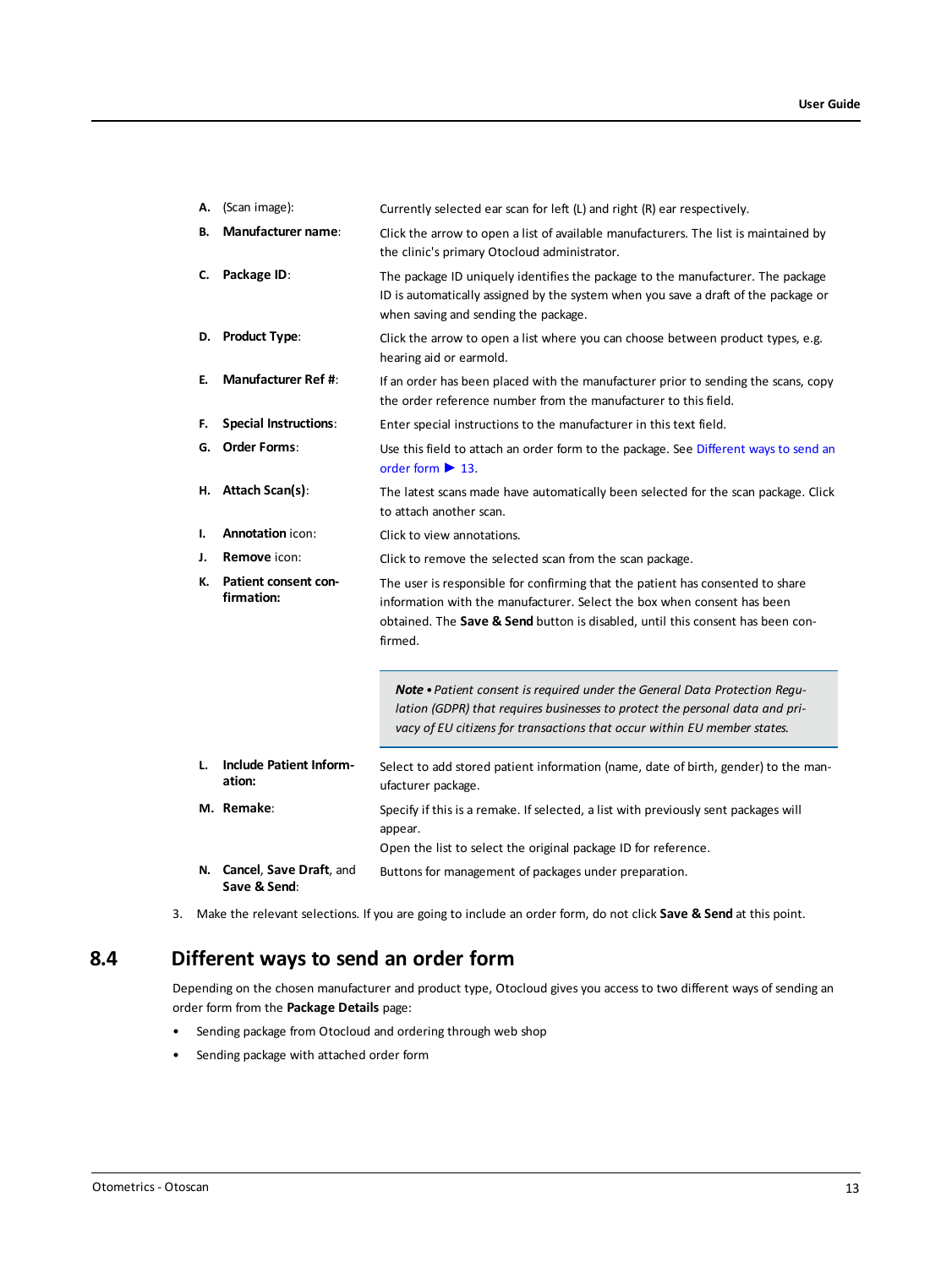| | | |
|---|---|---|
| **A.** | (Scan image): | Currently selected ear scan for left (L) and right (R) ear respectively. |
| **B.** | **Manufacturer name**: | Click the arrow to open a list of available manufacturers. The list is maintained by the clinic's primary Otocloud administrator. |
| **C.** | **Package ID**: | The package ID uniquely identifies the package to the manufacturer. The package ID is automatically assigned by the system when you save a draft of the package or when saving and sending the package. |
| **D.** | **Product Type**: | Click the arrow to open a list where you can choose between product types, e.g. hearing aid or earmold. |
| **E.** | **Manufacturer Ref #**: | If an order has been placed with the manufacturer prior to sending the scans, copy the order reference number from the manufacturer to this field. |
| **F.** | **Special Instructions**: | Enter special instructions to the manufacturer in this text field. |
| **G.** | **Order Forms**: | Use this field to attach an order form to the package. See Different ways to send an order form ▶ 13. |
| **H.** | **Attach Scan(s)**: | The latest scans made have automatically been selected for the scan package. Click to attach another scan. |
| **I.** | **Annotation** icon: | Click to view annotations. |
| **J.** | **Remove** icon: | Click to remove the selected scan from the scan package. |
| **K.** | **Patient consent confirmation:** | The user is responsible for confirming that the patient has consented to share information with the manufacturer. Select the box when consent has been obtained. The **Save & Send** button is disabled, until this consent has been confirmed. |

> ***Note*** • *Patient consent is required under the General Data Protection Regulation (GDPR) that requires businesses to protect the personal data and privacy of EU citizens for transactions that occur within EU member states.*

| | | |
|---|---|---|
| **L.** | **Include Patient Information:** | Select to add stored patient information (name, date of birth, gender) to the manufacturer package. |
| **M.** | **Remake**: | Specify if this is a remake. If selected, a list with previously sent packages will appear.<br>Open the list to select the original package ID for reference. |
| **N.** | **Cancel**, **Save Draft**, and **Save & Send**: | Buttons for management of packages under preparation. |

3. Make the relevant selections. If you are going to include an order form, do not click **Save & Send** at this point.

## 8.4 Different ways to send an order form

Depending on the chosen manufacturer and product type, Otocloud gives you access to two different ways of sending an order form from the **Package Details** page:

- Sending package from Otocloud and ordering through web shop
- Sending package with attached order form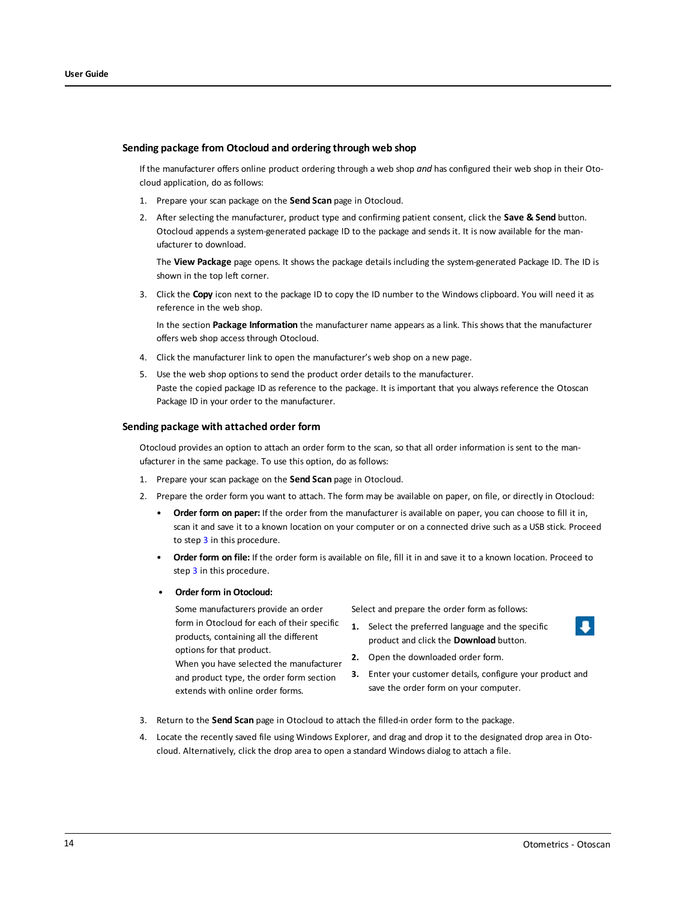### Sending package from Otocloud and ordering through web shop

If the manufacturer offers online product ordering through a web shop *and* has configured their web shop in their Otocloud application, do as follows:

1. Prepare your scan package on the **Send Scan** page in Otocloud.
2. After selecting the manufacturer, product type and confirming patient consent, click the **Save & Send** button. Otocloud appends a system-generated package ID to the package and sends it. It is now available for the manufacturer to download.

   The **View Package** page opens. It shows the package details including the system-generated Package ID. The ID is shown in the top left corner.
3. Click the **Copy** icon next to the package ID to copy the ID number to the Windows clipboard. You will need it as reference in the web shop.

   In the section **Package Information** the manufacturer name appears as a link. This shows that the manufacturer offers web shop access through Otocloud.
4. Click the manufacturer link to open the manufacturer's web shop on a new page.
5. Use the web shop options to send the product order details to the manufacturer.
   Paste the copied package ID as reference to the package. It is important that you always reference the Otoscan Package ID in your order to the manufacturer.

### Sending package with attached order form

Otocloud provides an option to attach an order form to the scan, so that all order information is sent to the manufacturer in the same package. To use this option, do as follows:

1. Prepare your scan package on the **Send Scan** page in Otocloud.
2. Prepare the order form you want to attach. The form may be available on paper, on file, or directly in Otocloud:
   - **Order form on paper:** If the order from the manufacturer is available on paper, you can choose to fill it in, scan it and save it to a known location on your computer or on a connected drive such as a USB stick. Proceed to step 3 in this procedure.
   - **Order form on file:** If the order form is available on file, fill it in and save it to a known location. Proceed to step 3 in this procedure.
   - **Order form in Otocloud:**

     Some manufacturers provide an order form in Otocloud for each of their specific products, containing all the different options for that product.
     When you have selected the manufacturer and product type, the order form section extends with online order forms.

     Select and prepare the order form as follows:

     1. Select the preferred language and the specific product and click the **Download** button.
     2. Open the downloaded order form.
     3. Enter your customer details, configure your product and save the order form on your computer.
3. Return to the **Send Scan** page in Otocloud to attach the filled-in order form to the package.
4. Locate the recently saved file using Windows Explorer, and drag and drop it to the designated drop area in Otocloud. Alternatively, click the drop area to open a standard Windows dialog to attach a file.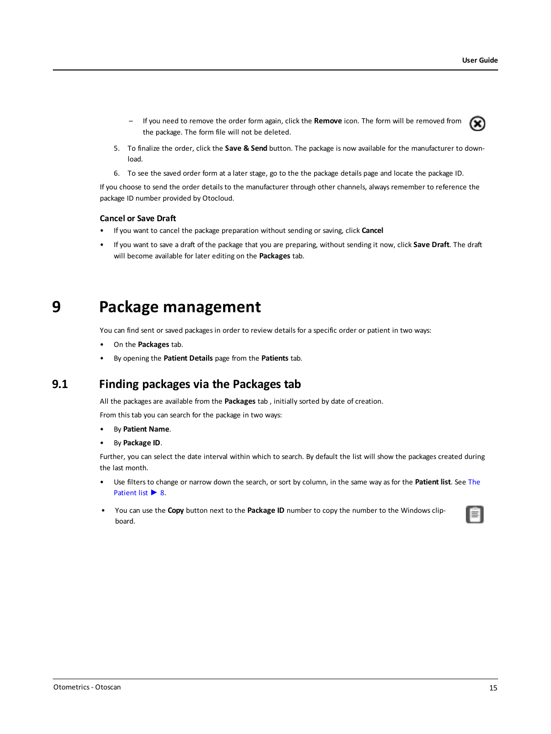- If you need to remove the order form again, click the **Remove** icon. The form will be removed from the package. The form file will not be deleted.

5. To finalize the order, click the **Save & Send** button. The package is now available for the manufacturer to download.
6. To see the saved order form at a later stage, go to the the package details page and locate the package ID.

If you choose to send the order details to the manufacturer through other channels, always remember to reference the package ID number provided by Otocloud.

### Cancel or Save Draft

- If you want to cancel the package preparation without sending or saving, click **Cancel**
- If you want to save a draft of the package that you are preparing, without sending it now, click **Save Draft**. The draft will become available for later editing on the **Packages** tab.

# 9 Package management

You can find sent or saved packages in order to review details for a specific order or patient in two ways:

- On the **Packages** tab.
- By opening the **Patient Details** page from the **Patients** tab.

## 9.1 Finding packages via the Packages tab

All the packages are available from the **Packages** tab , initially sorted by date of creation.

From this tab you can search for the package in two ways:

- By **Patient Name**.
- By **Package ID**.

Further, you can select the date interval within which to search. By default the list will show the packages created during the last month.

- Use filters to change or narrow down the search, or sort by column, in the same way as for the **Patient list**. See The Patient list ▶ 8.
- You can use the **Copy** button next to the **Package ID** number to copy the number to the Windows clipboard.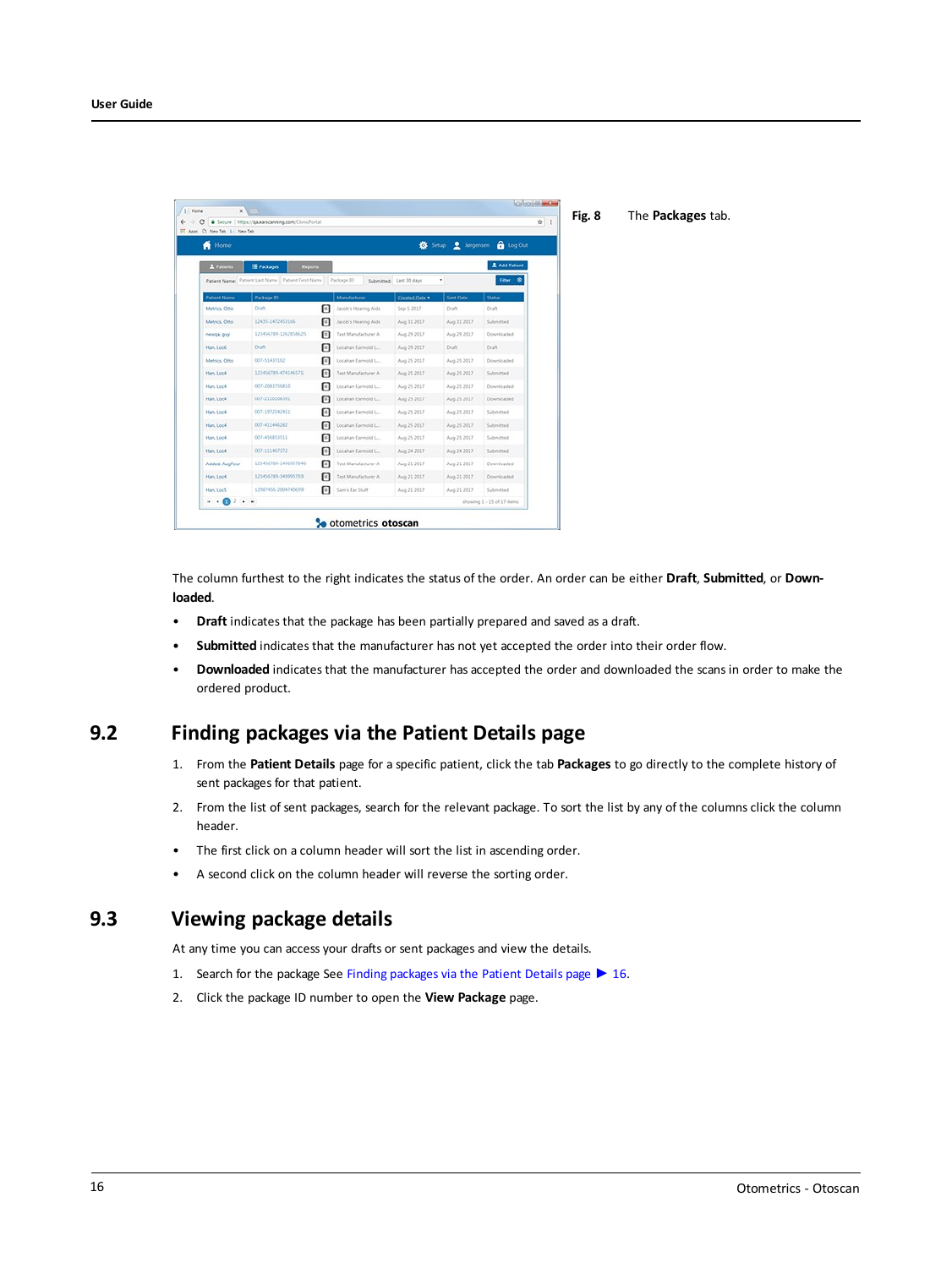**Fig. 8** The **Packages** tab.

The column furthest to the right indicates the status of the order. An order can be either **Draft**, **Submitted**, or **Downloaded**.

- **Draft** indicates that the package has been partially prepared and saved as a draft.
- **Submitted** indicates that the manufacturer has not yet accepted the order into their order flow.
- **Downloaded** indicates that the manufacturer has accepted the order and downloaded the scans in order to make the ordered product.

## 9.2 Finding packages via the Patient Details page

1. From the **Patient Details** page for a specific patient, click the tab **Packages** to go directly to the complete history of sent packages for that patient.
2. From the list of sent packages, search for the relevant package. To sort the list by any of the columns click the column header.

- The first click on a column header will sort the list in ascending order.
- A second click on the column header will reverse the sorting order.

## 9.3 Viewing package details

At any time you can access your drafts or sent packages and view the details.

1. Search for the package See Finding packages via the Patient Details page ▶ 16.
2. Click the package ID number to open the **View Package** page.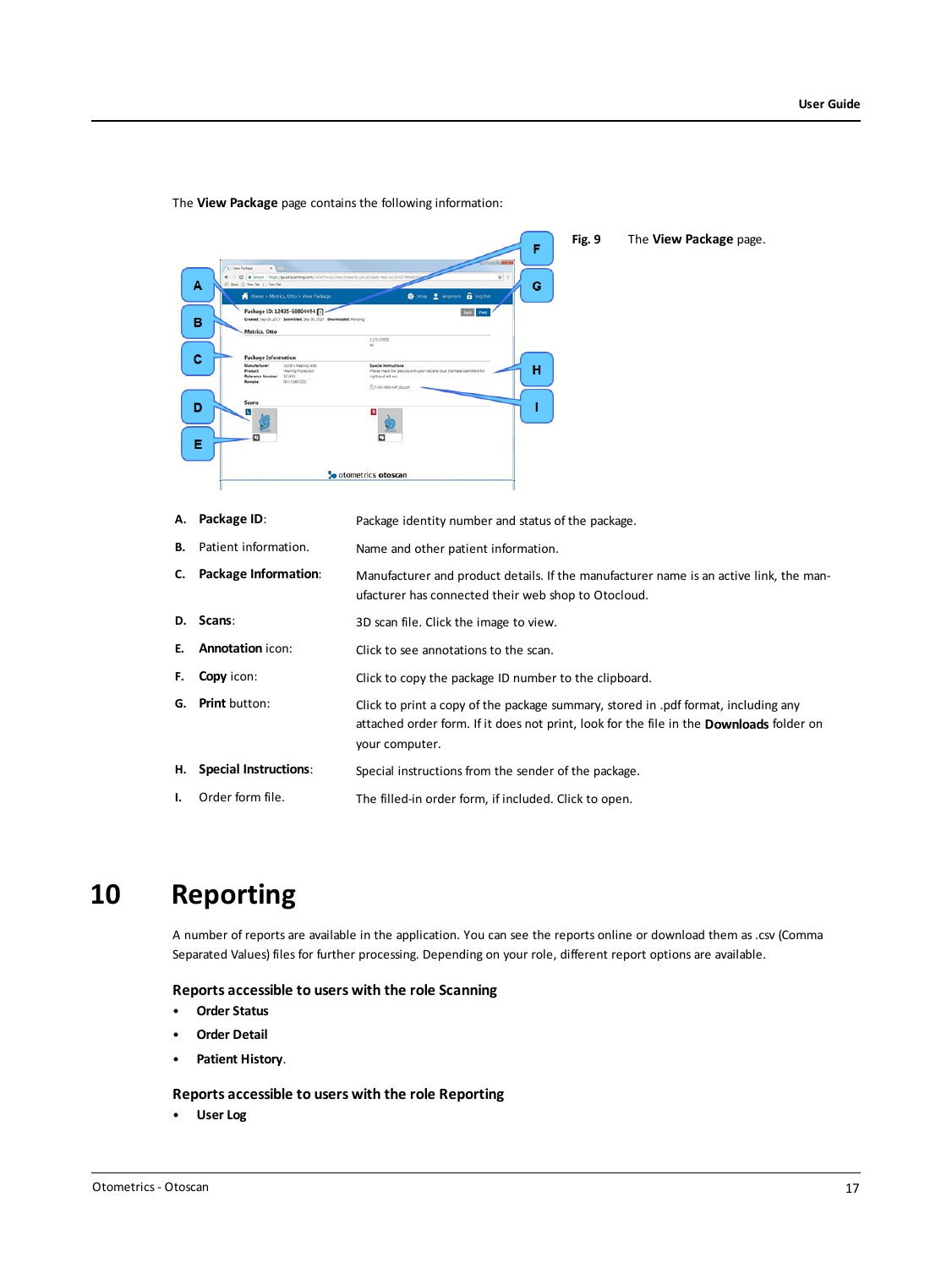The **View Package** page contains the following information:

**Fig. 9** The **View Package** page.

| | | |
|---|---|---|
| **A.** | **Package ID**: | Package identity number and status of the package. |
| **B.** | Patient information. | Name and other patient information. |
| **C.** | **Package Information**: | Manufacturer and product details. If the manufacturer name is an active link, the manufacturer has connected their web shop to Otocloud. |
| **D.** | **Scans**: | 3D scan file. Click the image to view. |
| **E.** | **Annotation** icon: | Click to see annotations to the scan. |
| **F.** | **Copy** icon: | Click to copy the package ID number to the clipboard. |
| **G.** | **Print** button: | Click to print a copy of the package summary, stored in .pdf format, including any attached order form. If it does not print, look for the file in the **Downloads** folder on your computer. |
| **H.** | **Special Instructions**: | Special instructions from the sender of the package. |
| **I.** | Order form file. | The filled-in order form, if included. Click to open. |

# 10 Reporting

A number of reports are available in the application. You can see the reports online or download them as .csv (Comma Separated Values) files for further processing. Depending on your role, different report options are available.

### Reports accessible to users with the role Scanning

- **Order Status**
- **Order Detail**
- **Patient History**.

### Reports accessible to users with the role Reporting

- **User Log**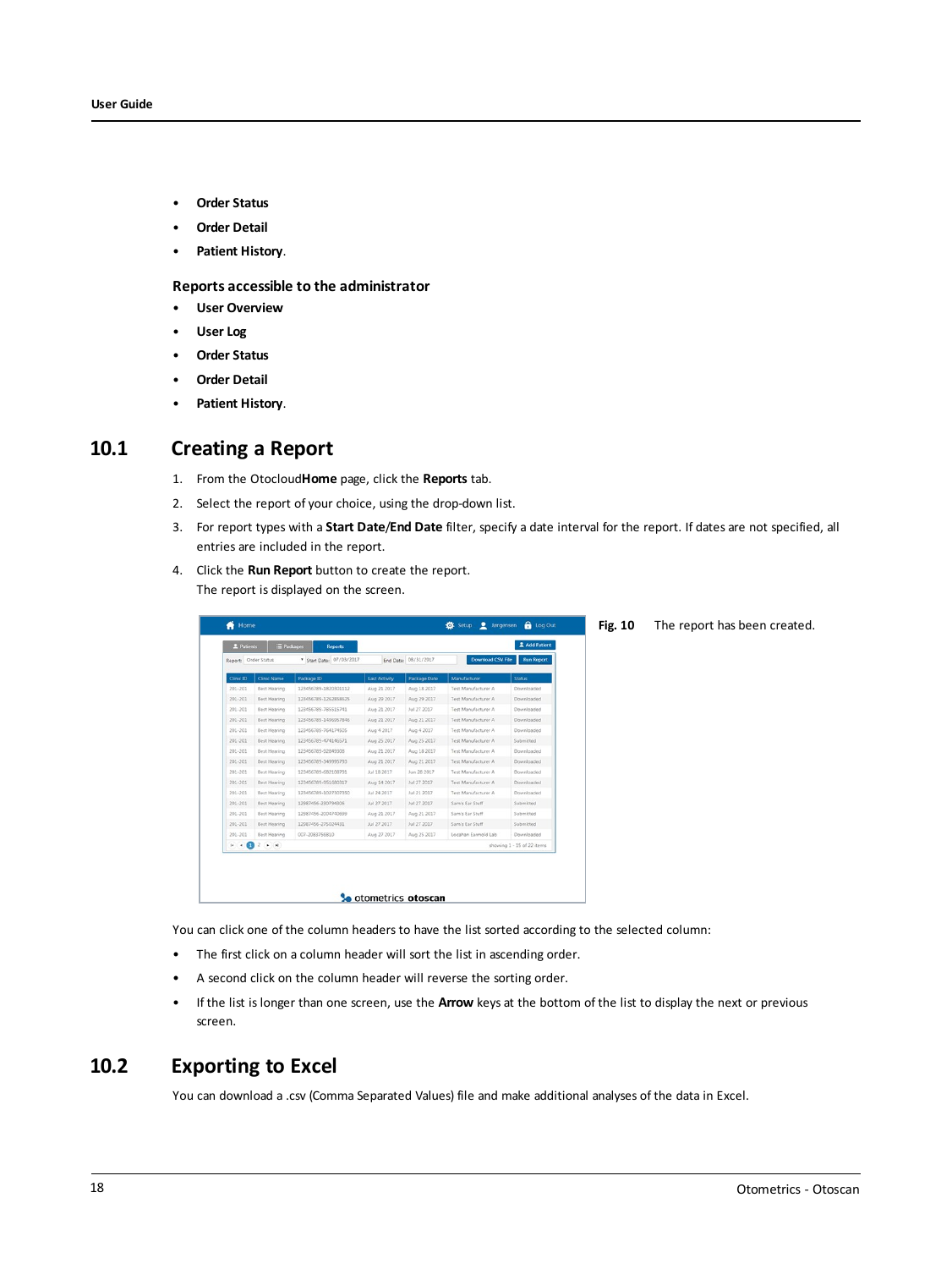- **Order Status**
- **Order Detail**
- **Patient History**.

### Reports accessible to the administrator

- **User Overview**
- **User Log**
- **Order Status**
- **Order Detail**
- **Patient History**.

## 10.1 Creating a Report

1. From the Otocloud **Home** page, click the **Reports** tab.
2. Select the report of your choice, using the drop-down list.
3. For report types with a **Start Date**/**End Date** filter, specify a date interval for the report. If dates are not specified, all entries are included in the report.
4. Click the **Run Report** button to create the report.
   The report is displayed on the screen.

**Fig. 10** The report has been created.

You can click one of the column headers to have the list sorted according to the selected column:

- The first click on a column header will sort the list in ascending order.
- A second click on the column header will reverse the sorting order.
- If the list is longer than one screen, use the **Arrow** keys at the bottom of the list to display the next or previous screen.

## 10.2 Exporting to Excel

You can download a .csv (Comma Separated Values) file and make additional analyses of the data in Excel.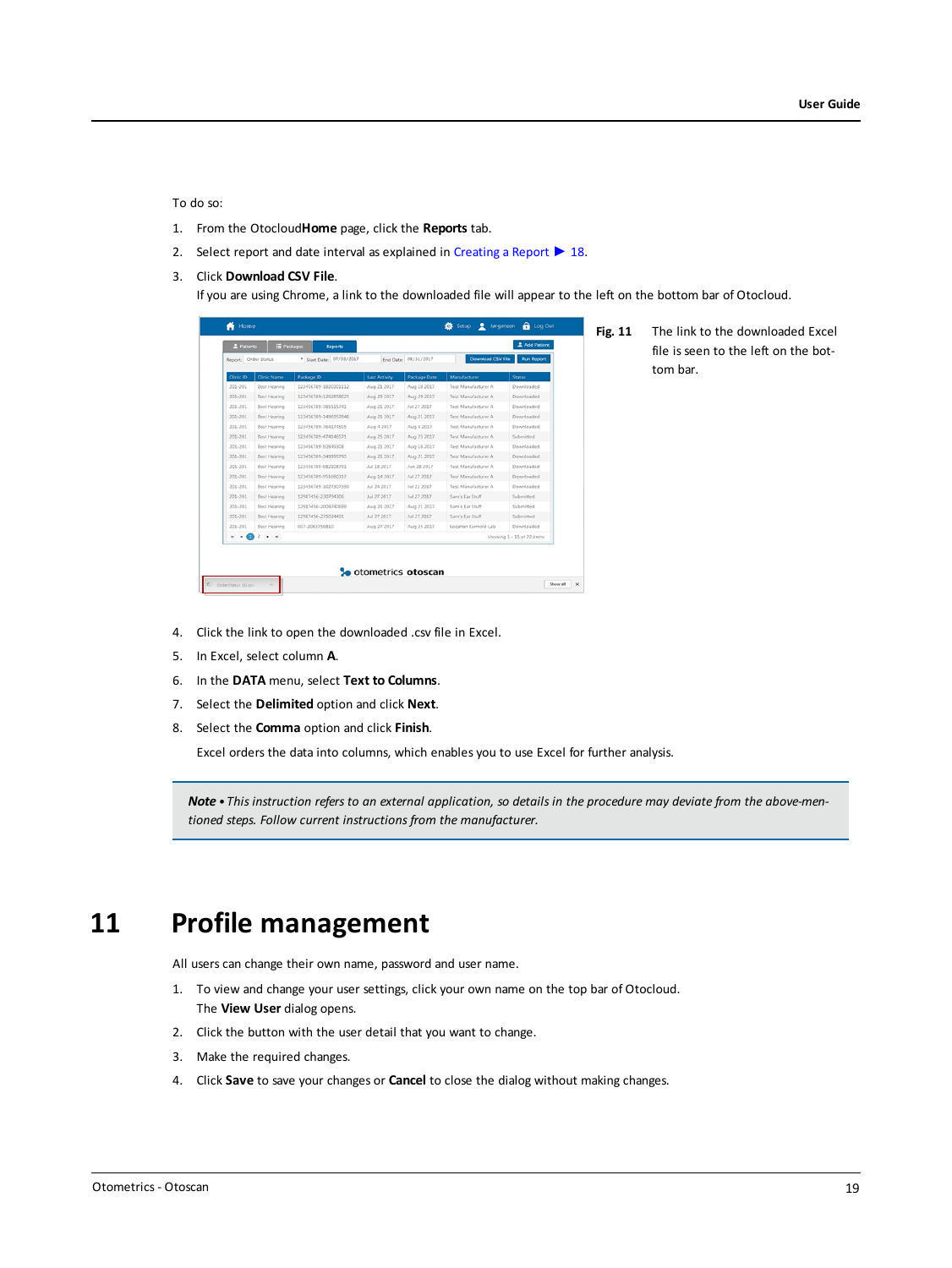To do so:

1. From the Otocloud **Home** page, click the **Reports** tab.
2. Select report and date interval as explained in Creating a Report ▶ 18.
3. Click **Download CSV File**.
   If you are using Chrome, a link to the downloaded file will appear to the left on the bottom bar of Otocloud.

**Fig. 11** The link to the downloaded Excel file is seen to the left on the bottom bar.

4. Click the link to open the downloaded .csv file in Excel.
5. In Excel, select column **A**.
6. In the **DATA** menu, select **Text to Columns**.
7. Select the **Delimited** option and click **Next**.
8. Select the **Comma** option and click **Finish**.

   Excel orders the data into columns, which enables you to use Excel for further analysis.

> ***Note*** *• This instruction refers to an external application, so details in the procedure may deviate from the above-mentioned steps. Follow current instructions from the manufacturer.*

# 11 Profile management

All users can change their own name, password and user name.

1. To view and change your user settings, click your own name on the top bar of Otocloud.
   The **View User** dialog opens.
2. Click the button with the user detail that you want to change.
3. Make the required changes.
4. Click **Save** to save your changes or **Cancel** to close the dialog without making changes.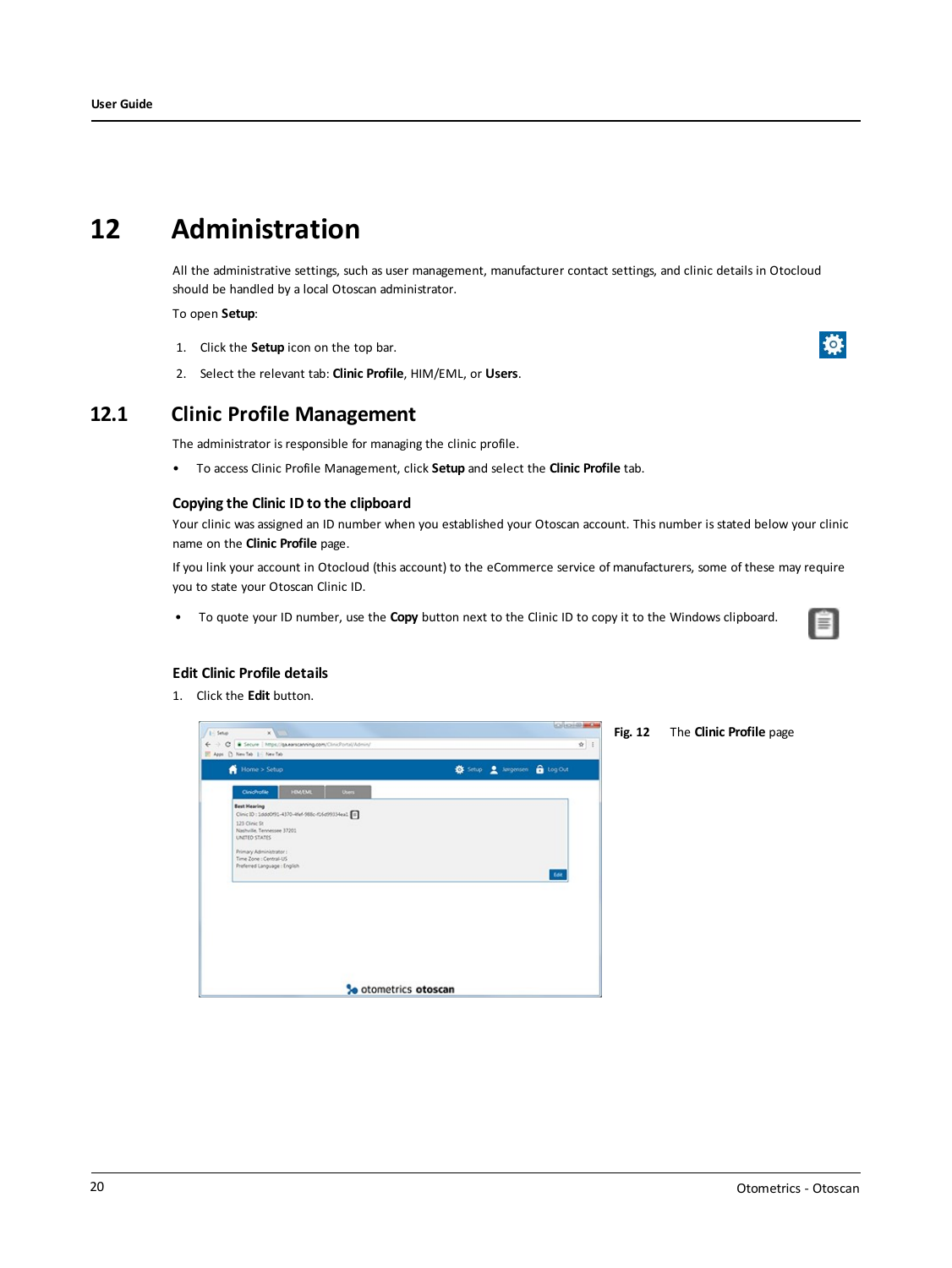# 12 Administration

All the administrative settings, such as user management, manufacturer contact settings, and clinic details in Otocloud should be handled by a local Otoscan administrator.

To open **Setup**:

1. Click the **Setup** icon on the top bar.
2. Select the relevant tab: **Clinic Profile**, HIM/EML, or **Users**.

## 12.1 Clinic Profile Management

The administrator is responsible for managing the clinic profile.

- To access Clinic Profile Management, click **Setup** and select the **Clinic Profile** tab.

### Copying the Clinic ID to the clipboard

Your clinic was assigned an ID number when you established your Otoscan account. This number is stated below your clinic name on the **Clinic Profile** page.

If you link your account in Otocloud (this account) to the eCommerce service of manufacturers, some of these may require you to state your Otoscan Clinic ID.

- To quote your ID number, use the **Copy** button next to the Clinic ID to copy it to the Windows clipboard.

### Edit Clinic Profile details

1. Click the **Edit** button.

**Fig. 12** The **Clinic Profile** page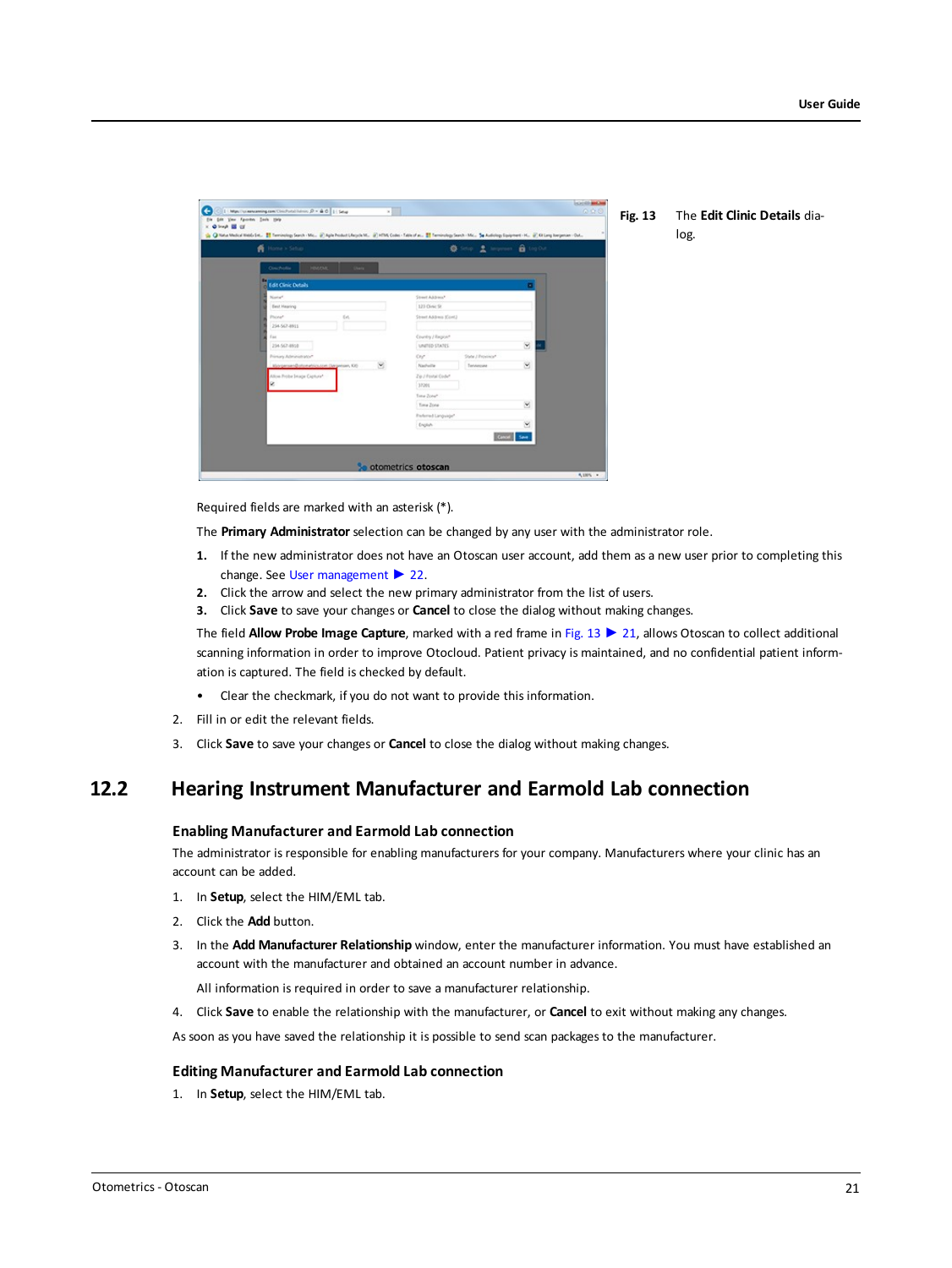Fig. 13 The **Edit Clinic Details** dialog.

Required fields are marked with an asterisk (*).

The **Primary Administrator** selection can be changed by any user with the administrator role.

1. If the new administrator does not have an Otoscan user account, add them as a new user prior to completing this change. See User management ▶ 22.
2. Click the arrow and select the new primary administrator from the list of users.
3. Click **Save** to save your changes or **Cancel** to close the dialog without making changes.

The field **Allow Probe Image Capture**, marked with a red frame in Fig. 13 ▶ 21, allows Otoscan to collect additional scanning information in order to improve Otocloud. Patient privacy is maintained, and no confidential patient information is captured. The field is checked by default.

- Clear the checkmark, if you do not want to provide this information.

2. Fill in or edit the relevant fields.
3. Click **Save** to save your changes or **Cancel** to close the dialog without making changes.

## 12.2 Hearing Instrument Manufacturer and Earmold Lab connection

### Enabling Manufacturer and Earmold Lab connection

The administrator is responsible for enabling manufacturers for your company. Manufacturers where your clinic has an account can be added.

1. In **Setup**, select the HIM/EML tab.
2. Click the **Add** button.
3. In the **Add Manufacturer Relationship** window, enter the manufacturer information. You must have established an account with the manufacturer and obtained an account number in advance.

   All information is required in order to save a manufacturer relationship.
4. Click **Save** to enable the relationship with the manufacturer, or **Cancel** to exit without making any changes.

As soon as you have saved the relationship it is possible to send scan packages to the manufacturer.

### Editing Manufacturer and Earmold Lab connection

1. In **Setup**, select the HIM/EML tab.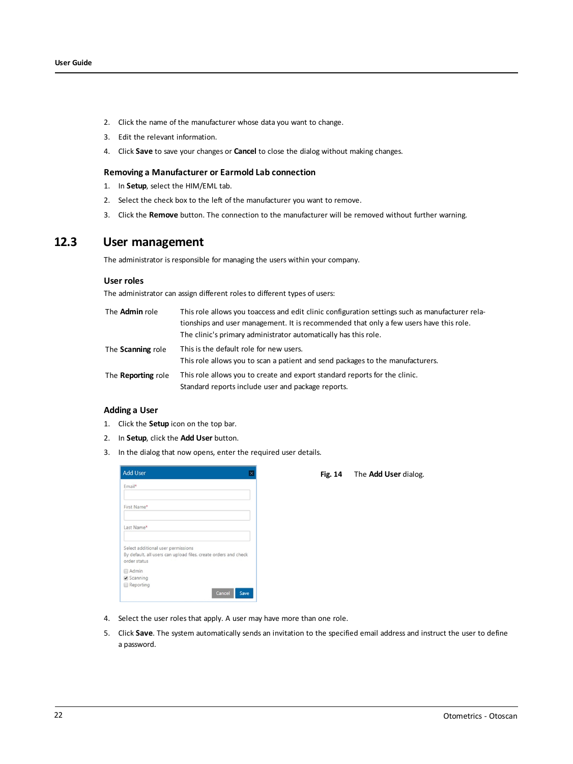2. Click the name of the manufacturer whose data you want to change.
3. Edit the relevant information.
4. Click **Save** to save your changes or **Cancel** to close the dialog without making changes.

### Removing a Manufacturer or Earmold Lab connection

1. In **Setup**, select the HIM/EML tab.
2. Select the check box to the left of the manufacturer you want to remove.
3. Click the **Remove** button. The connection to the manufacturer will be removed without further warning.

## 12.3 User management

The administrator is responsible for managing the users within your company.

### User roles

The administrator can assign different roles to different types of users:

| | |
|---|---|
| The **Admin** role | This role allows you toaccess and edit clinic configuration settings such as manufacturer relationships and user management. It is recommended that only a few users have this role. The clinic's primary administrator automatically has this role. |
| The **Scanning** role | This is the default role for new users. This role allows you to scan a patient and send packages to the manufacturers. |
| The **Reporting** role | This role allows you to create and export standard reports for the clinic. Standard reports include user and package reports. |

### Adding a User

1. Click the **Setup** icon on the top bar.
2. In **Setup**, click the **Add User** button.
3. In the dialog that now opens, enter the required user details.

**Fig. 14** The **Add User** dialog.

4. Select the user roles that apply. A user may have more than one role.
5. Click **Save**. The system automatically sends an invitation to the specified email address and instruct the user to define a password.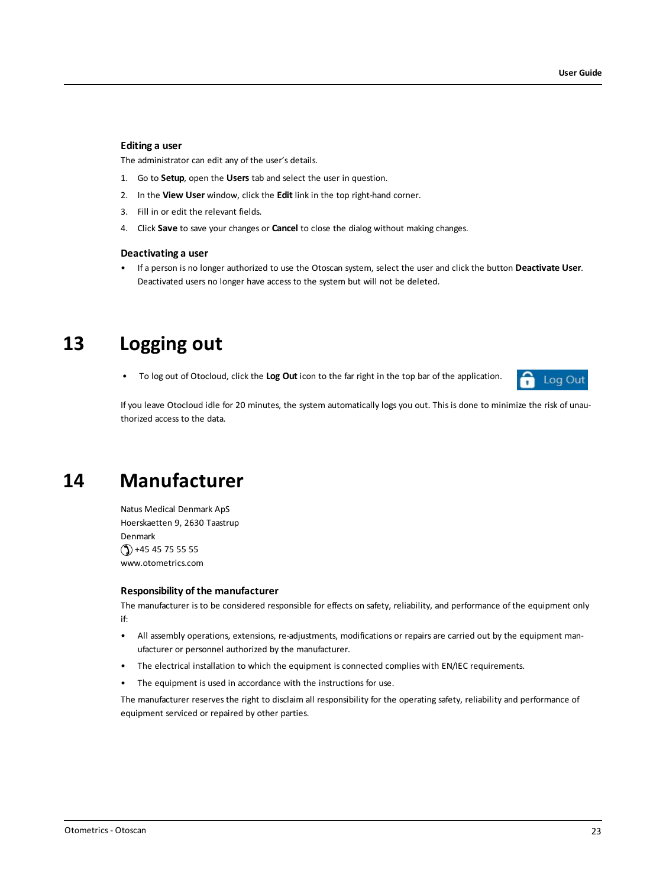### Editing a user

The administrator can edit any of the user's details.

1. Go to **Setup**, open the **Users** tab and select the user in question.
2. In the **View User** window, click the **Edit** link in the top right-hand corner.
3. Fill in or edit the relevant fields.
4. Click **Save** to save your changes or **Cancel** to close the dialog without making changes.

### Deactivating a user

- If a person is no longer authorized to use the Otoscan system, select the user and click the button **Deactivate User**. Deactivated users no longer have access to the system but will not be deleted.

# 13 Logging out

- To log out of Otocloud, click the **Log Out** icon to the far right in the top bar of the application.

If you leave Otocloud idle for 20 minutes, the system automatically logs you out. This is done to minimize the risk of unauthorized access to the data.

# 14 Manufacturer

Natus Medical Denmark ApS
Hoerskaetten 9, 2630 Taastrup
Denmark
+45 45 75 55 55
www.otometrics.com

### Responsibility of the manufacturer

The manufacturer is to be considered responsible for effects on safety, reliability, and performance of the equipment only if:

- All assembly operations, extensions, re-adjustments, modifications or repairs are carried out by the equipment manufacturer or personnel authorized by the manufacturer.
- The electrical installation to which the equipment is connected complies with EN/IEC requirements.
- The equipment is used in accordance with the instructions for use.

The manufacturer reserves the right to disclaim all responsibility for the operating safety, reliability and performance of equipment serviced or repaired by other parties.